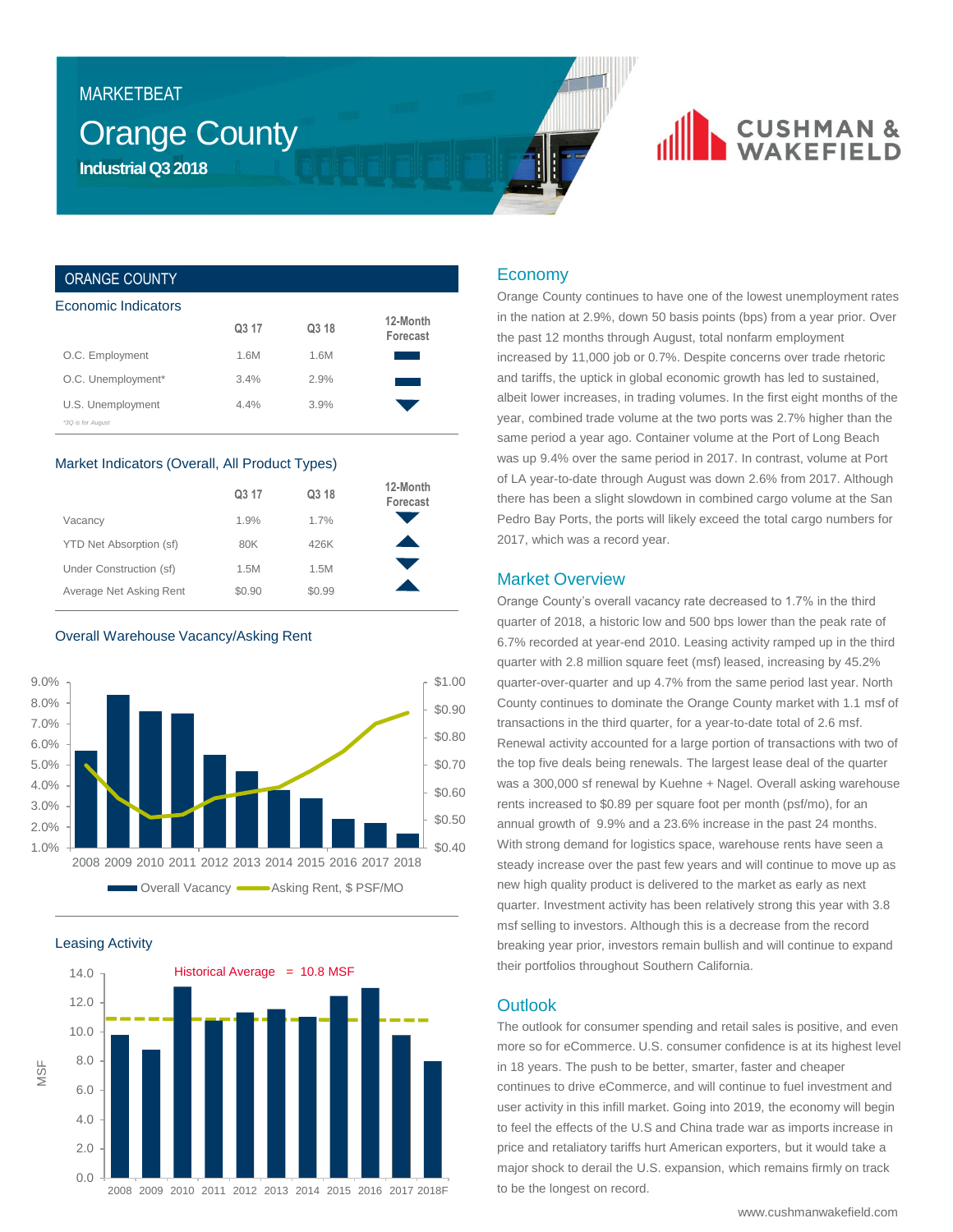MARKETBEAT

# Orange County

**Industrial Q3 2018**

CUSHMAN & WAKEFIELD

## ORANGE COUNTY

### Economic Indicators

| | Q3 17 | Q3 18 | 12-Month Forecast |
|---|---|---|---|
| O.C. Employment | 1.6M | 1.6M | ▬ |
| O.C. Unemployment* | 3.4% | 2.9% | ▬ |
| U.S. Unemployment | 4.4% | 3.9% | ▼ |

*3Q is for August

### Market Indicators (Overall, All Product Types)

| | Q3 17 | Q3 18 | 12-Month Forecast |
|---|---|---|---|
| Vacancy | 1.9% | 1.7% | ▼ |
| YTD Net Absorption (sf) | 80K | 426K | ▲ |
| Under Construction (sf) | 1.5M | 1.5M | ▼ |
| Average Net Asking Rent | $0.90 | $0.99 | ▲ |

### Overall Warehouse Vacancy/Asking Rent

Overall Vacancy / Asking Rent, $ PSF/MO

### Leasing Activity

Historical Average = 10.8 MSF

## Economy

Orange County continues to have one of the lowest unemployment rates in the nation at 2.9%, down 50 basis points (bps) from a year prior. Over the past 12 months through August, total nonfarm employment increased by 11,000 job or 0.7%. Despite concerns over trade rhetoric and tariffs, the uptick in global economic growth has led to sustained, albeit lower increases, in trading volumes. In the first eight months of the year, combined trade volume at the two ports was 2.7% higher than the same period a year ago. Container volume at the Port of Long Beach was up 9.4% over the same period in 2017. In contrast, volume at Port of LA year-to-date through August was down 2.6% from 2017. Although there has been a slight slowdown in combined cargo volume at the San Pedro Bay Ports, the ports will likely exceed the total cargo numbers for 2017, which was a record year.

## Market Overview

Orange County's overall vacancy rate decreased to 1.7% in the third quarter of 2018, a historic low and 500 bps lower than the peak rate of 6.7% recorded at year-end 2010. Leasing activity ramped up in the third quarter with 2.8 million square feet (msf) leased, increasing by 45.2% quarter-over-quarter and up 4.7% from the same period last year. North County continues to dominate the Orange County market with 1.1 msf of transactions in the third quarter, for a year-to-date total of 2.6 msf. Renewal activity accounted for a large portion of transactions with two of the top five deals being renewals. The largest lease deal of the quarter was a 300,000 sf renewal by Kuehne + Nagel. Overall asking warehouse rents increased to $0.89 per square foot per month (psf/mo), for an annual growth of 9.9% and a 23.6% increase in the past 24 months. With strong demand for logistics space, warehouse rents have seen a steady increase over the past few years and will continue to move up as new high quality product is delivered to the market as early as next quarter. Investment activity has been relatively strong this year with 3.8 msf selling to investors. Although this is a decrease from the record breaking year prior, investors remain bullish and will continue to expand their portfolios throughout Southern California.

## Outlook

The outlook for consumer spending and retail sales is positive, and even more so for eCommerce. U.S. consumer confidence is at its highest level in 18 years. The push to be better, smarter, faster and cheaper continues to drive eCommerce, and will continue to fuel investment and user activity in this infill market. Going into 2019, the economy will begin to feel the effects of the U.S and China trade war as imports increase in price and retaliatory tariffs hurt American exporters, but it would take a major shock to derail the U.S. expansion, which remains firmly on track to be the longest on record.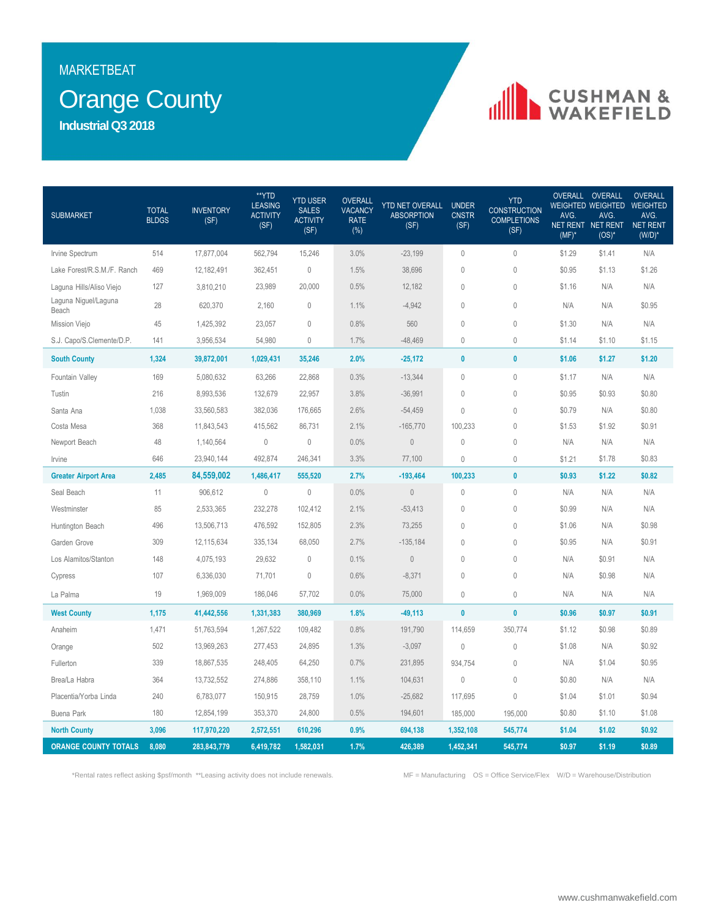MARKETBEAT

# Orange County

**Industrial Q3 2018**

| SUBMARKET | TOTAL BLDGS | INVENTORY (SF) | **YTD LEASING ACTIVITY (SF) | YTD USER SALES ACTIVITY (SF) | OVERALL VACANCY RATE (%) | YTD NET OVERALL ABSORPTION (SF) | UNDER CNSTR (SF) | YTD CONSTRUCTION COMPLETIONS (SF) | OVERALL WEIGHTED AVG. NET RENT (MF)* | OVERALL WEIGHTED AVG. NET RENT (OS)* | OVERALL WEIGHTED AVG. NET RENT (W/D)* |
|---|---|---|---|---|---|---|---|---|---|---|---|
| Irvine Spectrum | 514 | 17,877,004 | 562,794 | 15,246 | 3.0% | -23,199 | 0 | 0 | $1.29 | $1.41 | N/A |
| Lake Forest/R.S.M./F. Ranch | 469 | 12,182,491 | 362,451 | 0 | 1.5% | 38,696 | 0 | 0 | $0.95 | $1.13 | $1.26 |
| Laguna Hills/Aliso Viejo | 127 | 3,810,210 | 23,989 | 20,000 | 0.5% | 12,182 | 0 | 0 | $1.16 | N/A | N/A |
| Laguna Niguel/Laguna Beach | 28 | 620,370 | 2,160 | 0 | 1.1% | -4,942 | 0 | 0 | N/A | N/A | $0.95 |
| Mission Viejo | 45 | 1,425,392 | 23,057 | 0 | 0.8% | 560 | 0 | 0 | $1.30 | N/A | N/A |
| S.J. Capo/S.Clemente/D.P. | 141 | 3,956,534 | 54,980 | 0 | 1.7% | -48,469 | 0 | 0 | $1.14 | $1.10 | $1.15 |
| **South County** | **1,324** | **39,872,001** | **1,029,431** | **35,246** | **2.0%** | **-25,172** | **0** | **0** | **$1.06** | **$1.27** | **$1.20** |
| Fountain Valley | 169 | 5,080,632 | 63,266 | 22,868 | 0.3% | -13,344 | 0 | 0 | $1.17 | N/A | N/A |
| Tustin | 216 | 8,993,536 | 132,679 | 22,957 | 3.8% | -36,991 | 0 | 0 | $0.95 | $0.93 | $0.80 |
| Santa Ana | 1,038 | 33,560,583 | 382,036 | 176,665 | 2.6% | -54,459 | 0 | 0 | $0.79 | N/A | $0.80 |
| Costa Mesa | 368 | 11,843,543 | 415,562 | 86,731 | 2.1% | -165,770 | 100,233 | 0 | $1.53 | $1.92 | $0.91 |
| Newport Beach | 48 | 1,140,564 | 0 | 0 | 0.0% | 0 | 0 | 0 | N/A | N/A | N/A |
| Irvine | 646 | 23,940,144 | 492,874 | 246,341 | 3.3% | 77,100 | 0 | 0 | $1.21 | $1.78 | $0.83 |
| **Greater Airport Area** | **2,485** | **84,559,002** | **1,486,417** | **555,520** | **2.7%** | **-193,464** | **100,233** | **0** | **$0.93** | **$1.22** | **$0.82** |
| Seal Beach | 11 | 906,612 | 0 | 0 | 0.0% | 0 | 0 | 0 | N/A | N/A | N/A |
| Westminster | 85 | 2,533,365 | 232,278 | 102,412 | 2.1% | -53,413 | 0 | 0 | $0.99 | N/A | N/A |
| Huntington Beach | 496 | 13,506,713 | 476,592 | 152,805 | 2.3% | 73,255 | 0 | 0 | $1.06 | N/A | $0.98 |
| Garden Grove | 309 | 12,115,634 | 335,134 | 68,050 | 2.7% | -135,184 | 0 | 0 | $0.95 | N/A | $0.91 |
| Los Alamitos/Stanton | 148 | 4,075,193 | 29,632 | 0 | 0.1% | 0 | 0 | 0 | N/A | $0.91 | N/A |
| Cypress | 107 | 6,336,030 | 71,701 | 0 | 0.6% | -8,371 | 0 | 0 | N/A | $0.98 | N/A |
| La Palma | 19 | 1,969,009 | 186,046 | 57,702 | 0.0% | 75,000 | 0 | 0 | N/A | N/A | N/A |
| **West County** | **1,175** | **41,442,556** | **1,331,383** | **380,969** | **1.8%** | **-49,113** | **0** | **0** | **$0.96** | **$0.97** | **$0.91** |
| Anaheim | 1,471 | 51,763,594 | 1,267,522 | 109,482 | 0.8% | 191,790 | 114,659 | 350,774 | $1.12 | $0.98 | $0.89 |
| Orange | 502 | 13,969,263 | 277,453 | 24,895 | 1.3% | -3,097 | 0 | 0 | $1.08 | N/A | $0.92 |
| Fullerton | 339 | 18,867,535 | 248,405 | 64,250 | 0.7% | 231,895 | 934,754 | 0 | N/A | $1.04 | $0.95 |
| Brea/La Habra | 364 | 13,732,552 | 274,886 | 358,110 | 1.1% | 104,631 | 0 | 0 | $0.80 | N/A | N/A |
| Placentia/Yorba Linda | 240 | 6,783,077 | 150,915 | 28,759 | 1.0% | -25,682 | 117,695 | 0 | $1.04 | $1.01 | $0.94 |
| Buena Park | 180 | 12,854,199 | 353,370 | 24,800 | 0.5% | 194,601 | 185,000 | 195,000 | $0.80 | $1.10 | $1.08 |
| **North County** | **3,096** | **117,970,220** | **2,572,551** | **610,296** | **0.9%** | **694,138** | **1,352,108** | **545,774** | **$1.04** | **$1.02** | **$0.92** |
| **ORANGE COUNTY TOTALS** | **8,080** | **283,843,779** | **6,419,782** | **1,582,031** | **1.7%** | **426,389** | **1,452,341** | **545,774** | **$0.97** | **$1.19** | **$0.89** |

*Rental rates reflect asking $psf/month **Leasing activity does not include renewals.

MF = Manufacturing OS = Office Service/Flex W/D = Warehouse/Distribution

www.cushmanwakefield.com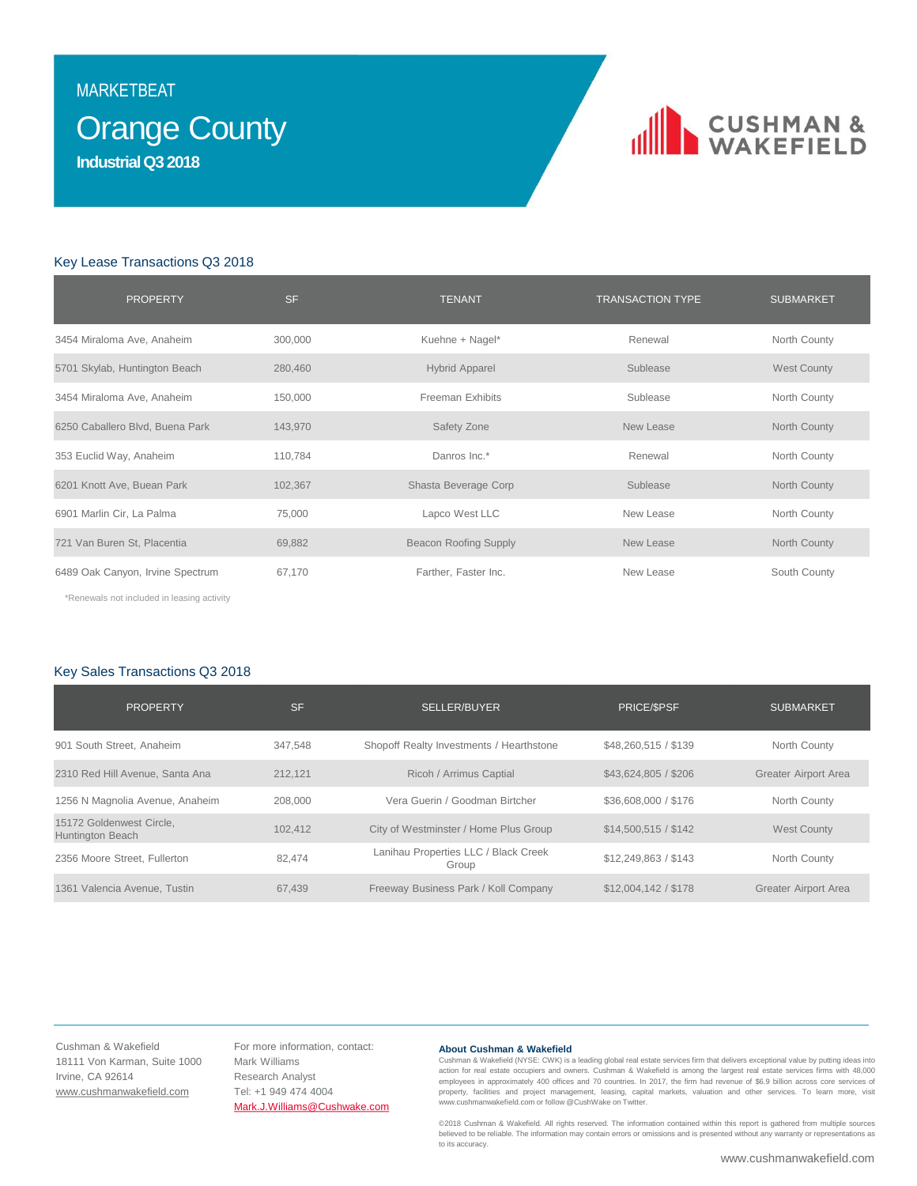MARKETBEAT

# Orange County

**Industrial Q3 2018**

## Key Lease Transactions Q3 2018

| PROPERTY | SF | TENANT | TRANSACTION TYPE | SUBMARKET |
|---|---|---|---|---|
| 3454 Miraloma Ave, Anaheim | 300,000 | Kuehne + Nagel* | Renewal | North County |
| 5701 Skylab, Huntington Beach | 280,460 | Hybrid Apparel | Sublease | West County |
| 3454 Miraloma Ave, Anaheim | 150,000 | Freeman Exhibits | Sublease | North County |
| 6250 Caballero Blvd, Buena Park | 143,970 | Safety Zone | New Lease | North County |
| 353 Euclid Way, Anaheim | 110,784 | Danros Inc.* | Renewal | North County |
| 6201 Knott Ave, Buean Park | 102,367 | Shasta Beverage Corp | Sublease | North County |
| 6901 Marlin Cir, La Palma | 75,000 | Lapco West LLC | New Lease | North County |
| 721 Van Buren St, Placentia | 69,882 | Beacon Roofing Supply | New Lease | North County |
| 6489 Oak Canyon, Irvine Spectrum | 67,170 | Farther, Faster Inc. | New Lease | South County |

*Renewals not included in leasing activity

## Key Sales Transactions Q3 2018

| PROPERTY | SF | SELLER/BUYER | PRICE/$PSF | SUBMARKET |
|---|---|---|---|---|
| 901 South Street, Anaheim | 347,548 | Shopoff Realty Investments / Hearthstone | $48,260,515 / $139 | North County |
| 2310 Red Hill Avenue, Santa Ana | 212,121 | Ricoh / Arrimus Captial | $43,624,805 / $206 | Greater Airport Area |
| 1256 N Magnolia Avenue, Anaheim | 208,000 | Vera Guerin / Goodman Birtcher | $36,608,000 / $176 | North County |
| 15172 Goldenwest Circle, Huntington Beach | 102,412 | City of Westminster / Home Plus Group | $14,500,515 / $142 | West County |
| 2356 Moore Street, Fullerton | 82,474 | Lanihau Properties LLC / Black Creek Group | $12,249,863 / $143 | North County |
| 1361 Valencia Avenue, Tustin | 67,439 | Freeway Business Park / Koll Company | $12,004,142 / $178 | Greater Airport Area |

Cushman & Wakefield
18111 Von Karman, Suite 1000
Irvine, CA 92614
www.cushmanwakefield.com

For more information, contact:
Mark Williams
Research Analyst
Tel: +1 949 474 4004
Mark.J.Williams@Cushwake.com

**About Cushman & Wakefield**

Cushman & Wakefield (NYSE: CWK) is a leading global real estate services firm that delivers exceptional value by putting ideas into action for real estate occupiers and owners. Cushman & Wakefield is among the largest real estate services firms with 48,000 employees in approximately 400 offices and 70 countries. In 2017, the firm had revenue of $6.9 billion across core services of property, facilities and project management, leasing, capital markets, valuation and other services. To learn more, visit www.cushmanwakefield.com or follow @CushWake on Twitter.

©2018 Cushman & Wakefield. All rights reserved. The information contained within this report is gathered from multiple sources believed to be reliable. The information may contain errors or omissions and is presented without any warranty or representations as to its accuracy.

www.cushmanwakefield.com